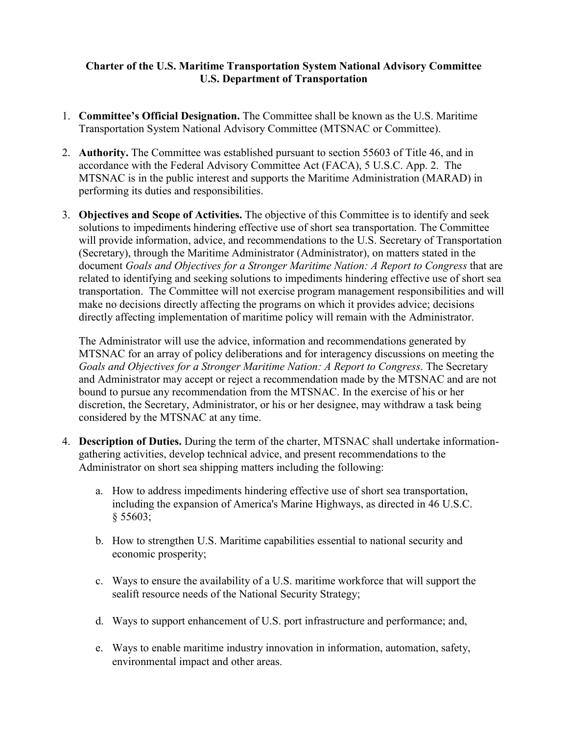**Charter of the U.S. Maritime Transportation System National Advisory Committee**
**U.S. Department of Transportation**

1. **Committee's Official Designation.** The Committee shall be known as the U.S. Maritime Transportation System National Advisory Committee (MTSNAC or Committee).

2. **Authority.** The Committee was established pursuant to section 55603 of Title 46, and in accordance with the Federal Advisory Committee Act (FACA), 5 U.S.C. App. 2. The MTSNAC is in the public interest and supports the Maritime Administration (MARAD) in performing its duties and responsibilities.

3. **Objectives and Scope of Activities.** The objective of this Committee is to identify and seek solutions to impediments hindering effective use of short sea transportation. The Committee will provide information, advice, and recommendations to the U.S. Secretary of Transportation (Secretary), through the Maritime Administrator (Administrator), on matters stated in the document *Goals and Objectives for a Stronger Maritime Nation: A Report to Congress* that are related to identifying and seeking solutions to impediments hindering effective use of short sea transportation. The Committee will not exercise program management responsibilities and will make no decisions directly affecting the programs on which it provides advice; decisions directly affecting implementation of maritime policy will remain with the Administrator.

   The Administrator will use the advice, information and recommendations generated by MTSNAC for an array of policy deliberations and for interagency discussions on meeting the *Goals and Objectives for a Stronger Maritime Nation: A Report to Congress*. The Secretary and Administrator may accept or reject a recommendation made by the MTSNAC and are not bound to pursue any recommendation from the MTSNAC. In the exercise of his or her discretion, the Secretary, Administrator, or his or her designee, may withdraw a task being considered by the MTSNAC at any time.

4. **Description of Duties.** During the term of the charter, MTSNAC shall undertake information-gathering activities, develop technical advice, and present recommendations to the Administrator on short sea shipping matters including the following:

   a. How to address impediments hindering effective use of short sea transportation, including the expansion of America's Marine Highways, as directed in 46 U.S.C. § 55603;

   b. How to strengthen U.S. Maritime capabilities essential to national security and economic prosperity;

   c. Ways to ensure the availability of a U.S. maritime workforce that will support the sealift resource needs of the National Security Strategy;

   d. Ways to support enhancement of U.S. port infrastructure and performance; and,

   e. Ways to enable maritime industry innovation in information, automation, safety, environmental impact and other areas.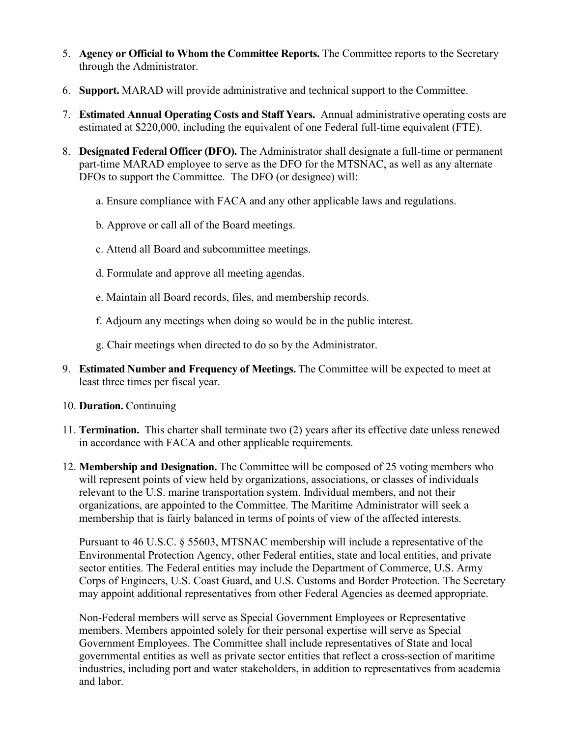5. **Agency or Official to Whom the Committee Reports.** The Committee reports to the Secretary through the Administrator.

6. **Support.** MARAD will provide administrative and technical support to the Committee.

7. **Estimated Annual Operating Costs and Staff Years.** Annual administrative operating costs are estimated at $220,000, including the equivalent of one Federal full-time equivalent (FTE).

8. **Designated Federal Officer (DFO).** The Administrator shall designate a full-time or permanent part-time MARAD employee to serve as the DFO for the MTSNAC, as well as any alternate DFOs to support the Committee. The DFO (or designee) will:

   a. Ensure compliance with FACA and any other applicable laws and regulations.

   b. Approve or call all of the Board meetings.

   c. Attend all Board and subcommittee meetings.

   d. Formulate and approve all meeting agendas.

   e. Maintain all Board records, files, and membership records.

   f. Adjourn any meetings when doing so would be in the public interest.

   g. Chair meetings when directed to do so by the Administrator.

9. **Estimated Number and Frequency of Meetings.** The Committee will be expected to meet at least three times per fiscal year.

10. **Duration.** Continuing

11. **Termination.** This charter shall terminate two (2) years after its effective date unless renewed in accordance with FACA and other applicable requirements.

12. **Membership and Designation.** The Committee will be composed of 25 voting members who will represent points of view held by organizations, associations, or classes of individuals relevant to the U.S. marine transportation system. Individual members, and not their organizations, are appointed to the Committee. The Maritime Administrator will seek a membership that is fairly balanced in terms of points of view of the affected interests.

    Pursuant to 46 U.S.C. § 55603, MTSNAC membership will include a representative of the Environmental Protection Agency, other Federal entities, state and local entities, and private sector entities. The Federal entities may include the Department of Commerce, U.S. Army Corps of Engineers, U.S. Coast Guard, and U.S. Customs and Border Protection. The Secretary may appoint additional representatives from other Federal Agencies as deemed appropriate.

    Non-Federal members will serve as Special Government Employees or Representative members. Members appointed solely for their personal expertise will serve as Special Government Employees. The Committee shall include representatives of State and local governmental entities as well as private sector entities that reflect a cross-section of maritime industries, including port and water stakeholders, in addition to representatives from academia and labor.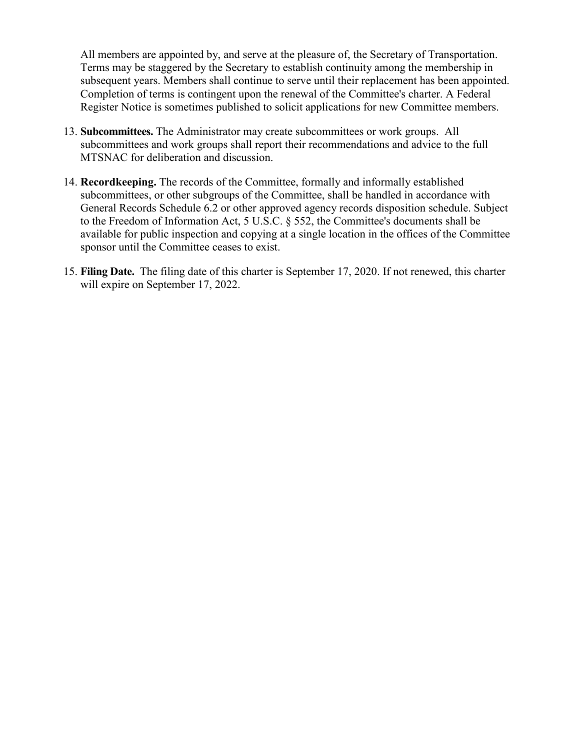All members are appointed by, and serve at the pleasure of, the Secretary of Transportation. Terms may be staggered by the Secretary to establish continuity among the membership in subsequent years. Members shall continue to serve until their replacement has been appointed. Completion of terms is contingent upon the renewal of the Committee's charter. A Federal Register Notice is sometimes published to solicit applications for new Committee members.

13. **Subcommittees.** The Administrator may create subcommittees or work groups. All subcommittees and work groups shall report their recommendations and advice to the full MTSNAC for deliberation and discussion.

14. **Recordkeeping.** The records of the Committee, formally and informally established subcommittees, or other subgroups of the Committee, shall be handled in accordance with General Records Schedule 6.2 or other approved agency records disposition schedule. Subject to the Freedom of Information Act, 5 U.S.C. § 552, the Committee's documents shall be available for public inspection and copying at a single location in the offices of the Committee sponsor until the Committee ceases to exist.

15. **Filing Date.** The filing date of this charter is September 17, 2020. If not renewed, this charter will expire on September 17, 2022.